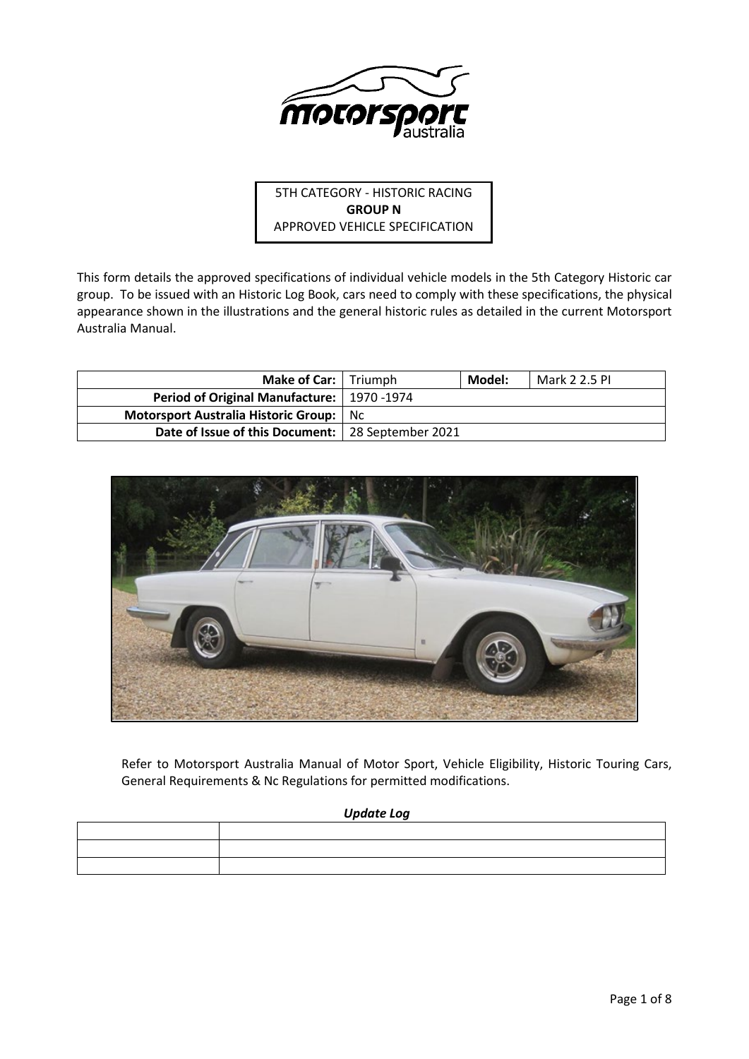5TH CATEGORY - HISTORIC RACING
**GROUP N**
APPROVED VEHICLE SPECIFICATION

This form details the approved specifications of individual vehicle models in the 5th Category Historic car group. To be issued with an Historic Log Book, cars need to comply with these specifications, the physical appearance shown in the illustrations and the general historic rules as detailed in the current Motorsport Australia Manual.

| **Make of Car:** | Triumph | **Model:** | Mark 2 2.5 PI |
|---|---|---|---|
| **Period of Original Manufacture:** | 1970 -1974 | | |
| **Motorsport Australia Historic Group:** | Nc | | |
| **Date of Issue of this Document:** | 28 September 2021 | | |

Refer to Motorsport Australia Manual of Motor Sport, Vehicle Eligibility, Historic Touring Cars, General Requirements & Nc Regulations for permitted modifications.

***Update Log***

| | |
|---|---|
| | |
| | |
| | |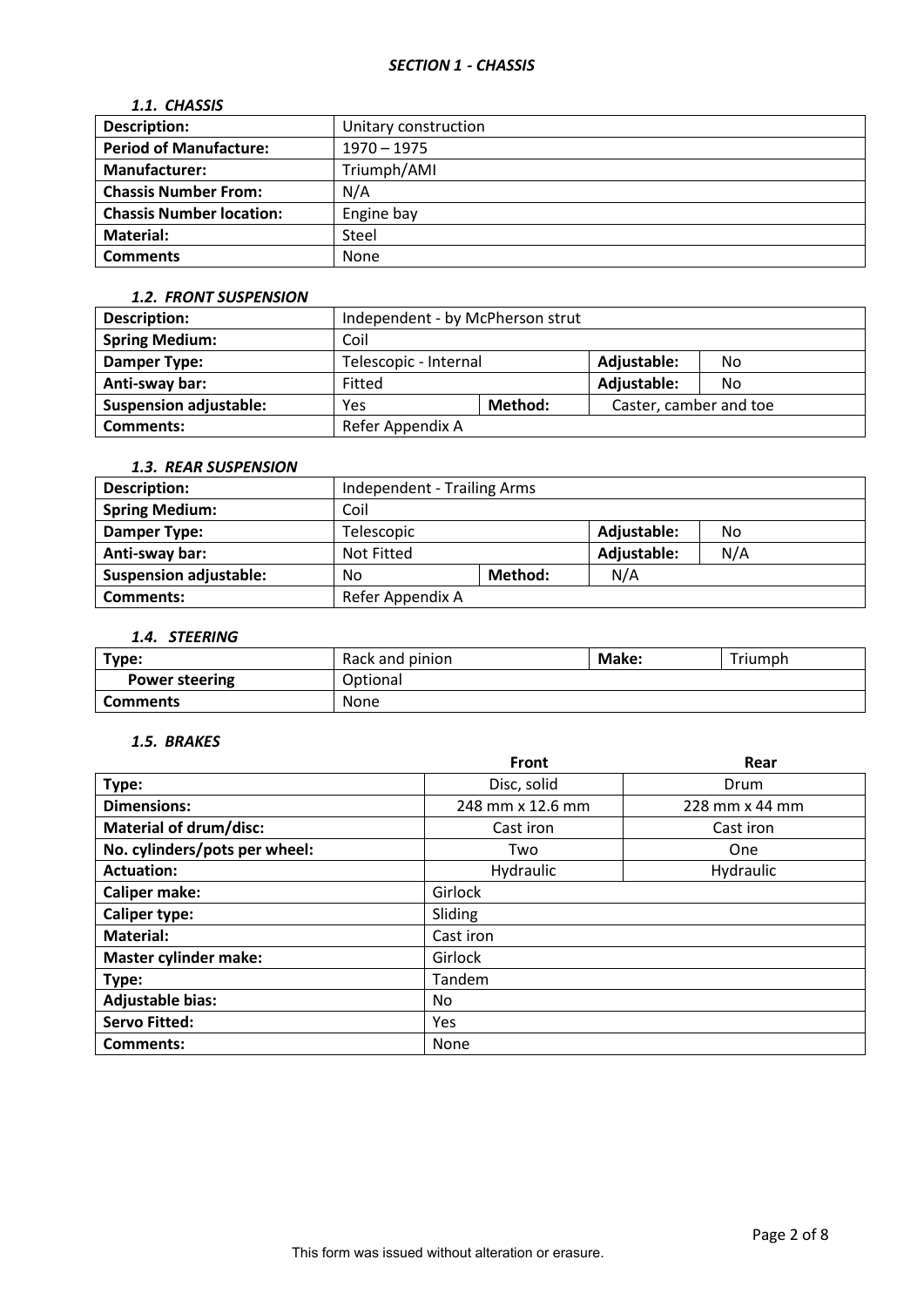## *SECTION 1 - CHASSIS*

### *1.1. CHASSIS*

| | |
|---|---|
| **Description:** | Unitary construction |
| **Period of Manufacture:** | 1970 – 1975 |
| **Manufacturer:** | Triumph/AMI |
| **Chassis Number From:** | N/A |
| **Chassis Number location:** | Engine bay |
| **Material:** | Steel |
| **Comments** | None |

### *1.2. FRONT SUSPENSION*

| | | | | |
|---|---|---|---|---|
| **Description:** | Independent - by McPherson strut | | | |
| **Spring Medium:** | Coil | | | |
| **Damper Type:** | Telescopic - Internal | | **Adjustable:** | No |
| **Anti-sway bar:** | Fitted | | **Adjustable:** | No |
| **Suspension adjustable:** | Yes | **Method:** | Caster, camber and toe | |
| **Comments:** | Refer Appendix A | | | |

### *1.3. REAR SUSPENSION*

| | | | | |
|---|---|---|---|---|
| **Description:** | Independent - Trailing Arms | | | |
| **Spring Medium:** | Coil | | | |
| **Damper Type:** | Telescopic | | **Adjustable:** | No |
| **Anti-sway bar:** | Not Fitted | | **Adjustable:** | N/A |
| **Suspension adjustable:** | No | **Method:** | N/A | |
| **Comments:** | Refer Appendix A | | | |

### *1.4. STEERING*

| | | | |
|---|---|---|---|
| **Type:** | Rack and pinion | **Make:** | Triumph |
| **Power steering** | Optional | | |
| **Comments** | None | | |

### *1.5. BRAKES*

| | **Front** | **Rear** |
|---|---|---|
| **Type:** | Disc, solid | Drum |
| **Dimensions:** | 248 mm x 12.6 mm | 228 mm x 44 mm |
| **Material of drum/disc:** | Cast iron | Cast iron |
| **No. cylinders/pots per wheel:** | Two | One |
| **Actuation:** | Hydraulic | Hydraulic |
| **Caliper make:** | Girlock | |
| **Caliper type:** | Sliding | |
| **Material:** | Cast iron | |
| **Master cylinder make:** | Girlock | |
| **Type:** | Tandem | |
| **Adjustable bias:** | No | |
| **Servo Fitted:** | Yes | |
| **Comments:** | None | |

This form was issued without alteration or erasure.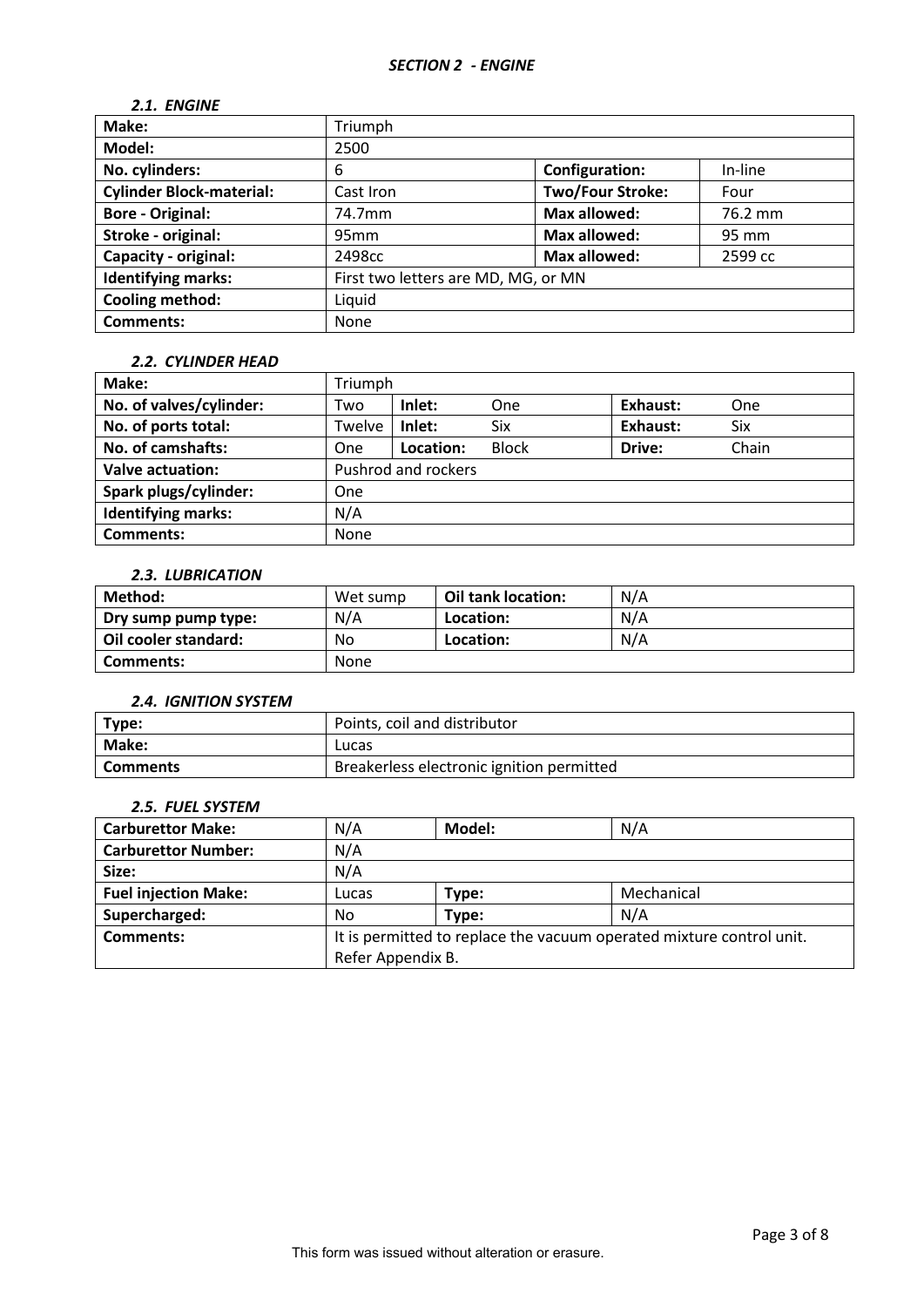## *SECTION 2 - ENGINE*

### *2.1. ENGINE*

| **Make:** | Triumph | | |
|---|---|---|---|
| **Model:** | 2500 | | |
| **No. cylinders:** | 6 | **Configuration:** | In-line |
| **Cylinder Block-material:** | Cast Iron | **Two/Four Stroke:** | Four |
| **Bore - Original:** | 74.7mm | **Max allowed:** | 76.2 mm |
| **Stroke - original:** | 95mm | **Max allowed:** | 95 mm |
| **Capacity - original:** | 2498cc | **Max allowed:** | 2599 cc |
| **Identifying marks:** | First two letters are MD, MG, or MN | | |
| **Cooling method:** | Liquid | | |
| **Comments:** | None | | |

### *2.2. CYLINDER HEAD*

| **Make:** | Triumph | | | | |
|---|---|---|---|---|---|
| **No. of valves/cylinder:** | Two | **Inlet:** | One | **Exhaust:** | One |
| **No. of ports total:** | Twelve | **Inlet:** | Six | **Exhaust:** | Six |
| **No. of camshafts:** | One | **Location:** | Block | **Drive:** | Chain |
| **Valve actuation:** | Pushrod and rockers | | | | |
| **Spark plugs/cylinder:** | One | | | | |
| **Identifying marks:** | N/A | | | | |
| **Comments:** | None | | | | |

### *2.3. LUBRICATION*

| **Method:** | Wet sump | **Oil tank location:** | N/A |
|---|---|---|---|
| **Dry sump pump type:** | N/A | **Location:** | N/A |
| **Oil cooler standard:** | No | **Location:** | N/A |
| **Comments:** | None | | |

### *2.4. IGNITION SYSTEM*

| **Type:** | Points, coil and distributor |
|---|---|
| **Make:** | Lucas |
| **Comments** | Breakerless electronic ignition permitted |

### *2.5. FUEL SYSTEM*

| **Carburettor Make:** | N/A | **Model:** | N/A |
|---|---|---|---|
| **Carburettor Number:** | N/A | | |
| **Size:** | N/A | | |
| **Fuel injection Make:** | Lucas | **Type:** | Mechanical |
| **Supercharged:** | No | **Type:** | N/A |
| **Comments:** | It is permitted to replace the vacuum operated mixture control unit. Refer Appendix B. | | |

This form was issued without alteration or erasure.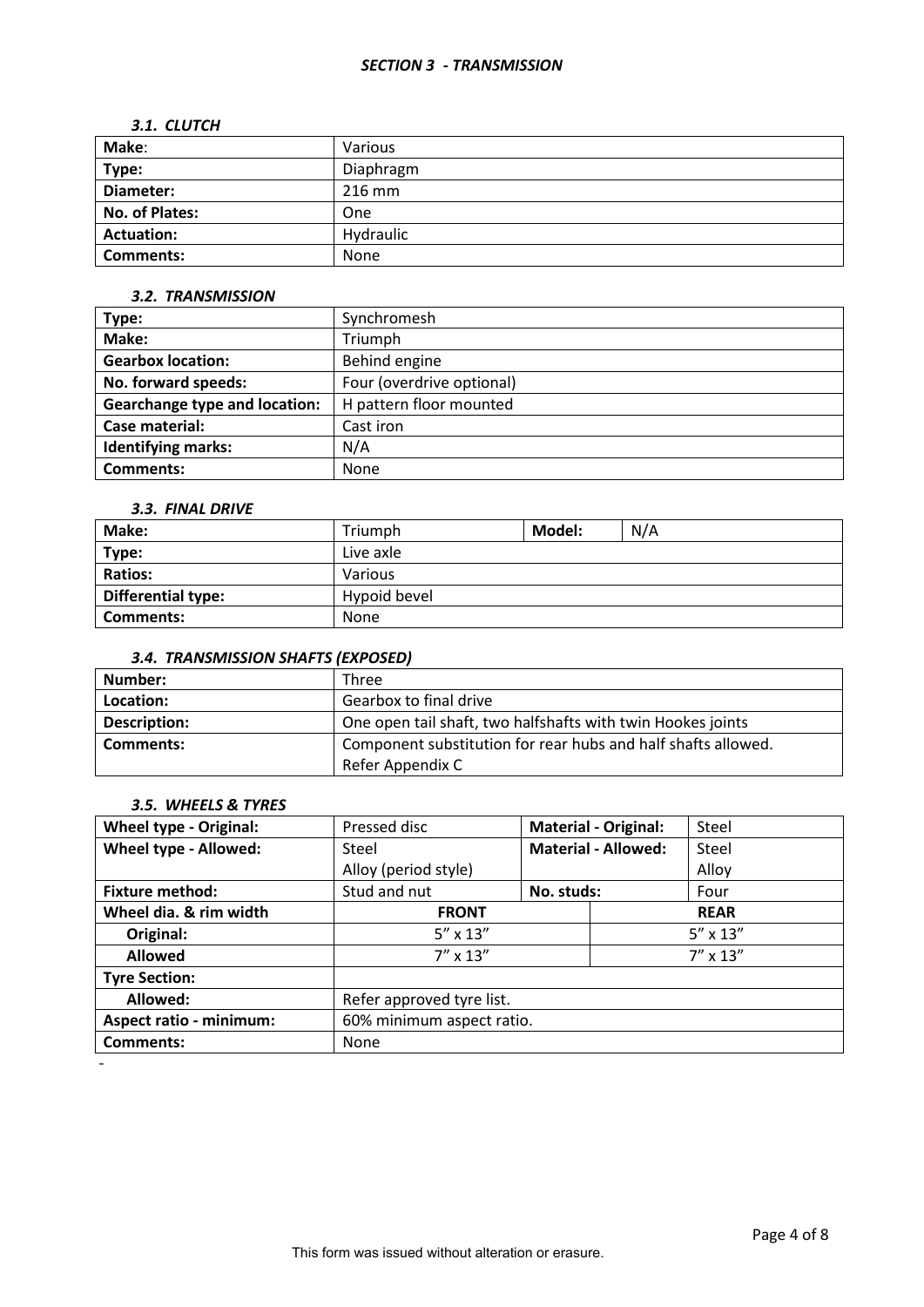## *SECTION 3 - TRANSMISSION*

### *3.1. CLUTCH*

| **Make**: | Various |
|---|---|
| **Type:** | Diaphragm |
| **Diameter:** | 216 mm |
| **No. of Plates:** | One |
| **Actuation:** | Hydraulic |
| **Comments:** | None |

### *3.2. TRANSMISSION*

| **Type:** | Synchromesh |
|---|---|
| **Make:** | Triumph |
| **Gearbox location:** | Behind engine |
| **No. forward speeds:** | Four (overdrive optional) |
| **Gearchange type and location:** | H pattern floor mounted |
| **Case material:** | Cast iron |
| **Identifying marks:** | N/A |
| **Comments:** | None |

### *3.3. FINAL DRIVE*

| **Make:** | Triumph | **Model:** | N/A |
|---|---|---|---|
| **Type:** | Live axle | | |
| **Ratios:** | Various | | |
| **Differential type:** | Hypoid bevel | | |
| **Comments:** | None | | |

### *3.4. TRANSMISSION SHAFTS (EXPOSED)*

| **Number:** | Three |
|---|---|
| **Location:** | Gearbox to final drive |
| **Description:** | One open tail shaft, two halfshafts with twin Hookes joints |
| **Comments:** | Component substitution for rear hubs and half shafts allowed. Refer Appendix C |

### *3.5. WHEELS & TYRES*

| **Wheel type - Original:** | Pressed disc | **Material - Original:** | Steel |
|---|---|---|---|
| **Wheel type - Allowed:** | Steel<br>Alloy (period style) | **Material - Allowed:** | Steel<br>Alloy |
| **Fixture method:** | Stud and nut | **No. studs:** | Four |
| **Wheel dia. & rim width** | **FRONT** | | **REAR** |
| **Original:** | 5" x 13" | | 5" x 13" |
| **Allowed** | 7" x 13" | | 7" x 13" |
| **Tyre Section:** | | | |
| **Allowed:** | Refer approved tyre list. | | |
| **Aspect ratio - minimum:** | 60% minimum aspect ratio. | | |
| **Comments:** | None | | |

-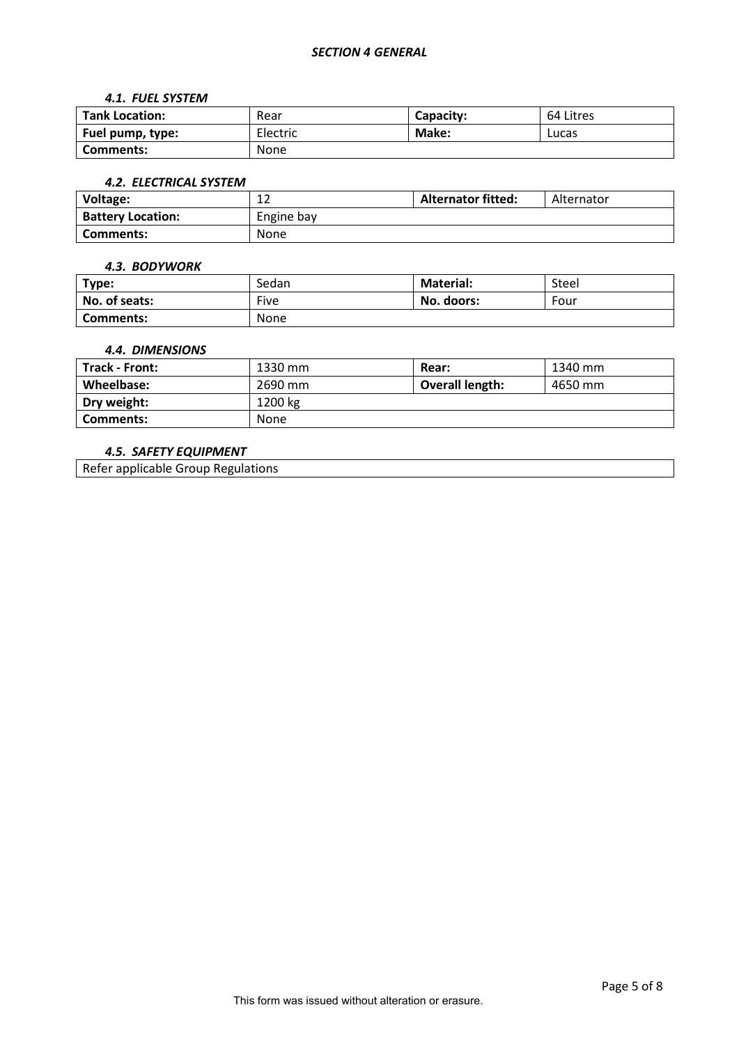## *SECTION 4 GENERAL*

### *4.1. FUEL SYSTEM*

| **Tank Location:** | Rear | **Capacity:** | 64 Litres |
|---|---|---|---|
| **Fuel pump, type:** | Electric | **Make:** | Lucas |
| **Comments:** | None | | |

### *4.2. ELECTRICAL SYSTEM*

| **Voltage:** | 12 | **Alternator fitted:** | Alternator |
|---|---|---|---|
| **Battery Location:** | Engine bay | | |
| **Comments:** | None | | |

### *4.3. BODYWORK*

| **Type:** | Sedan | **Material:** | Steel |
|---|---|---|---|
| **No. of seats:** | Five | **No. doors:** | Four |
| **Comments:** | None | | |

### *4.4. DIMENSIONS*

| **Track - Front:** | 1330 mm | **Rear:** | 1340 mm |
|---|---|---|---|
| **Wheelbase:** | 2690 mm | **Overall length:** | 4650 mm |
| **Dry weight:** | 1200 kg | | |
| **Comments:** | None | | |

### *4.5. SAFETY EQUIPMENT*

| Refer applicable Group Regulations |
|---|

This form was issued without alteration or erasure.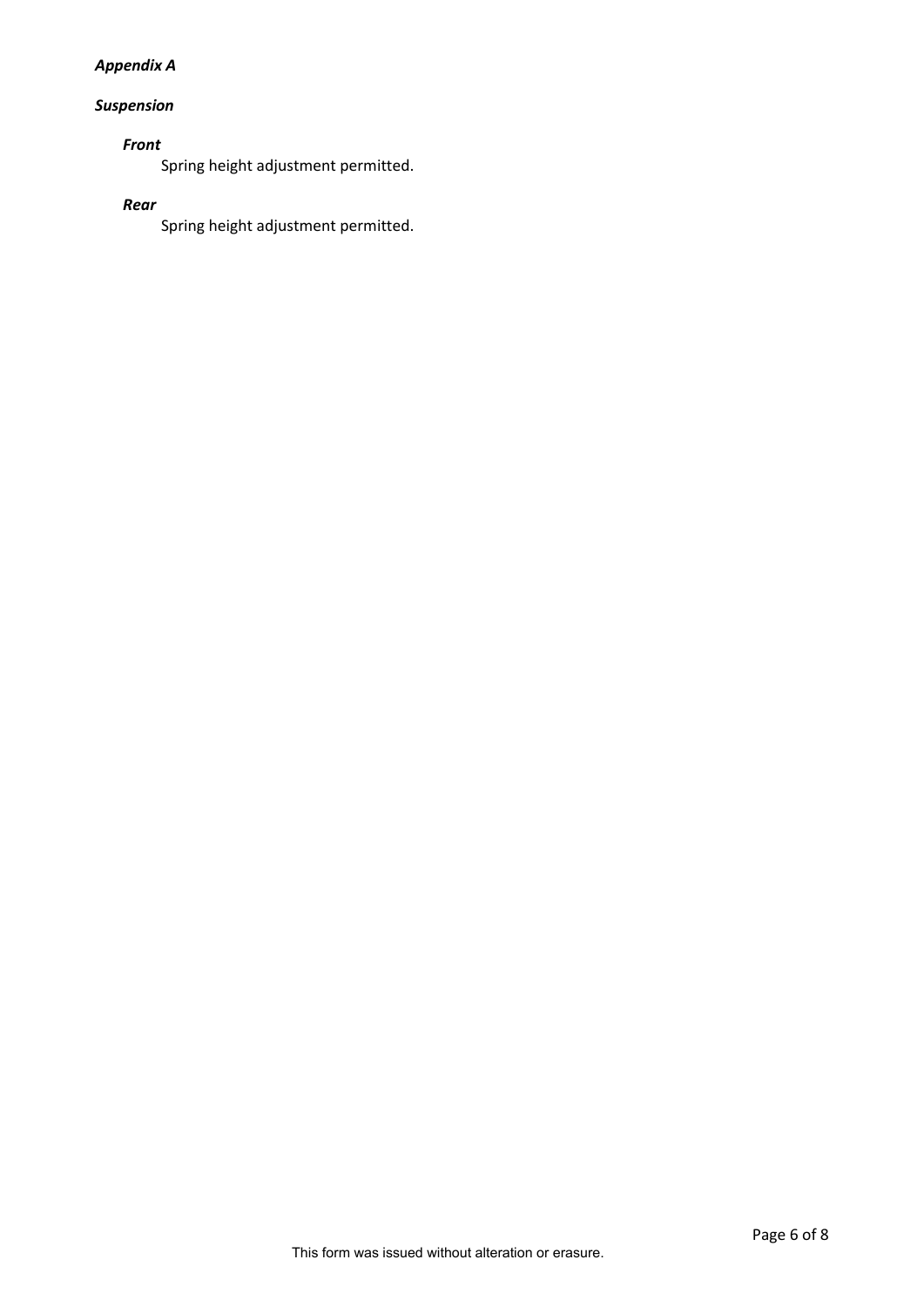***Appendix A***

***Suspension***

***Front***

Spring height adjustment permitted.

***Rear***

Spring height adjustment permitted.

This form was issued without alteration or erasure.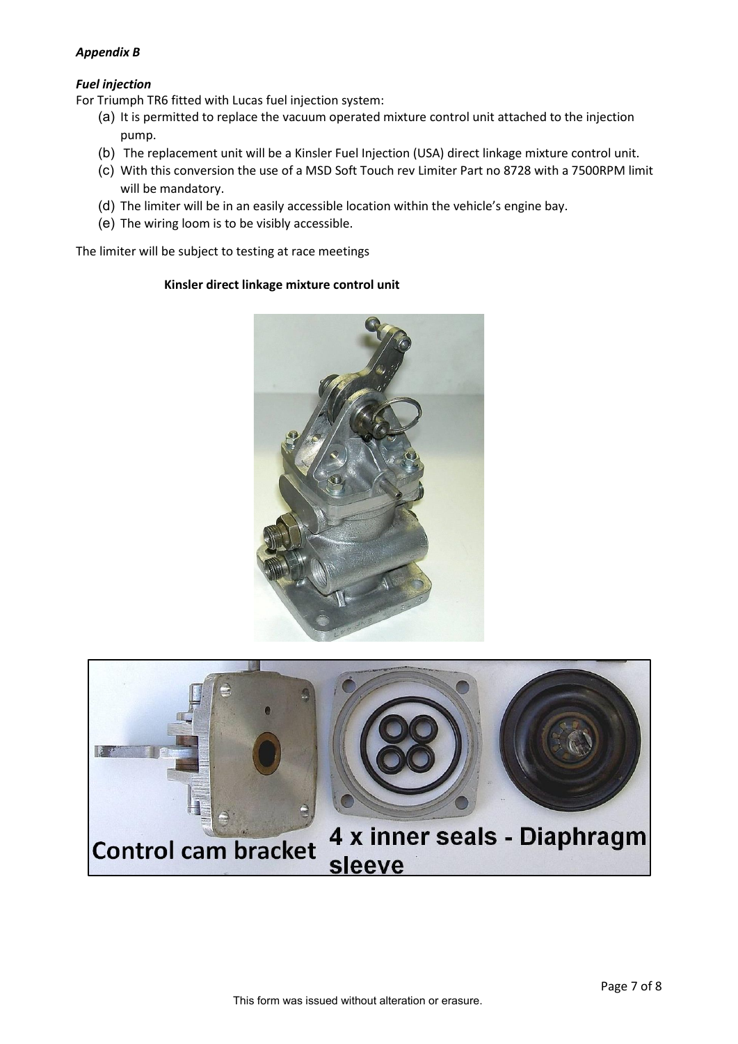***Appendix B***

***Fuel injection***

For Triumph TR6 fitted with Lucas fuel injection system:

(a) It is permitted to replace the vacuum operated mixture control unit attached to the injection pump.
(b) The replacement unit will be a Kinsler Fuel Injection (USA) direct linkage mixture control unit.
(c) With this conversion the use of a MSD Soft Touch rev Limiter Part no 8728 with a 7500RPM limit will be mandatory.
(d) The limiter will be in an easily accessible location within the vehicle's engine bay.
(e) The wiring loom is to be visibly accessible.

The limiter will be subject to testing at race meetings

**Kinsler direct linkage mixture control unit**

Control cam bracket 4 x inner seals - Diaphragm sleeve

This form was issued without alteration or erasure.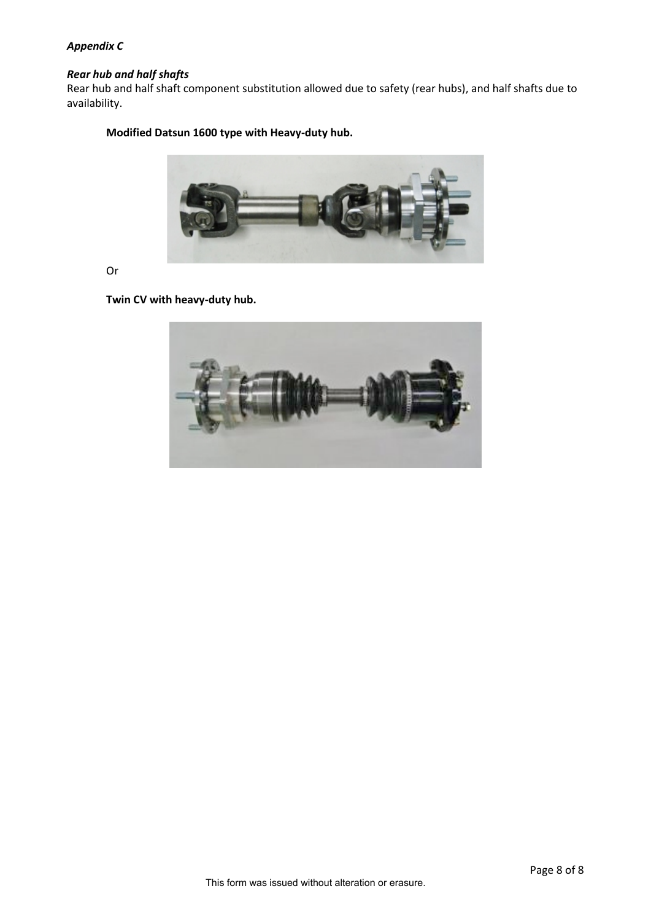*Appendix C*

***Rear hub and half shafts***

Rear hub and half shaft component substitution allowed due to safety (rear hubs), and half shafts due to availability.

**Modified Datsun 1600 type with Heavy-duty hub.**

Or

**Twin CV with heavy-duty hub.**

This form was issued without alteration or erasure.